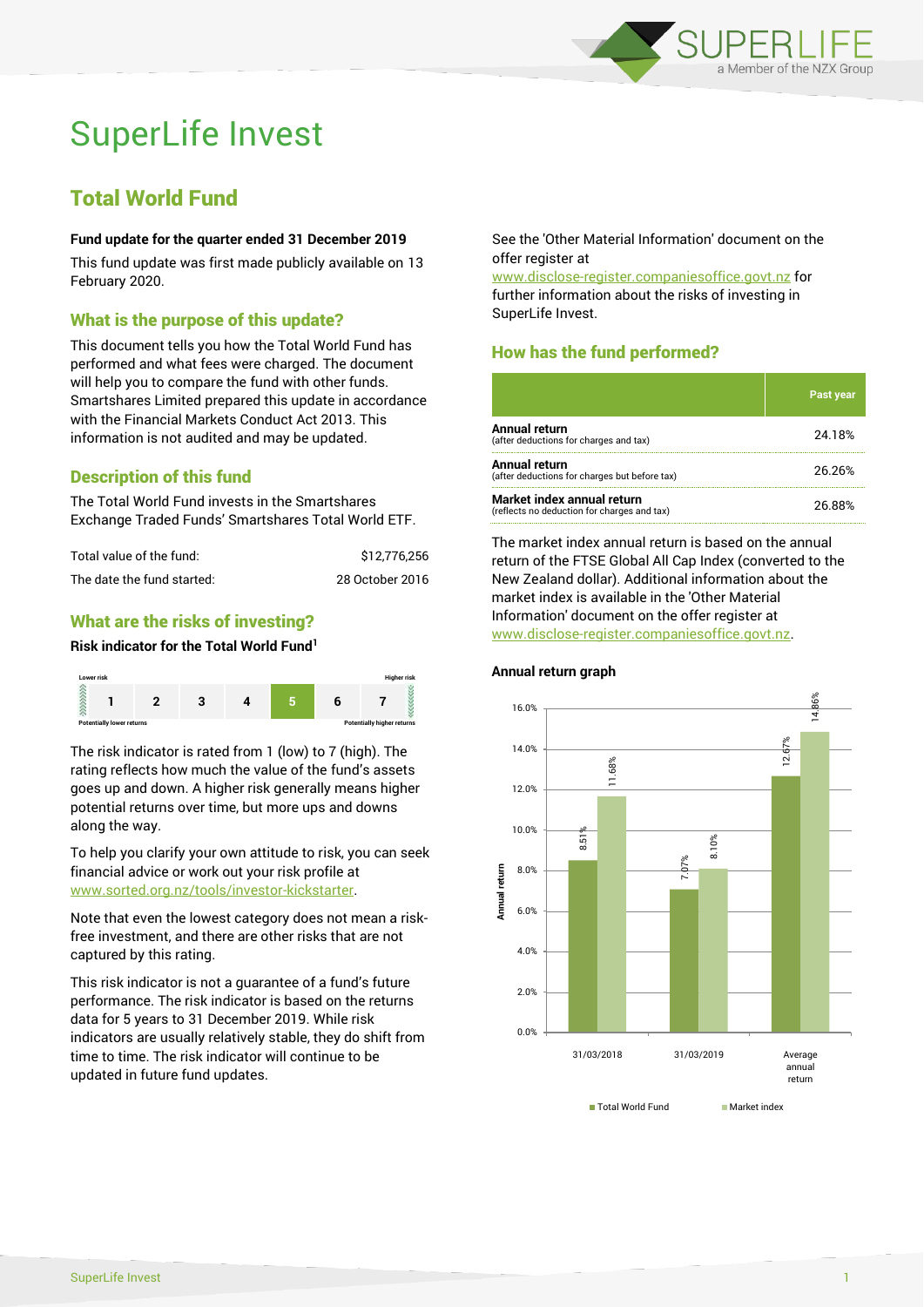# SuperLife Invest

## Total World Fund

**Fund update for the quarter ended 31 December 2019**

This fund update was first made publicly available on 13 February 2020.

### What is the purpose of this update?

This document tells you how the Total World Fund has performed and what fees were charged. The document will help you to compare the fund with other funds. Smartshares Limited prepared this update in accordance with the Financial Markets Conduct Act 2013. This information is not audited and may be updated.

### Description of this fund

The Total World Fund invests in the Smartshares Exchange Traded Funds' Smartshares Total World ETF.

| | |
|---|---|
| Total value of the fund: | $12,776,256 |
| The date the fund started: | 28 October 2016 |

### What are the risks of investing?

**Risk indicator for the Total World Fund[1]**

| Lower risk | | | | | | Higher risk |
|---|---|---|---|---|---|---|
| 1 | 2 | 3 | 4 | **5** | 6 | 7 |
| Potentially lower returns | | | | | | Potentially higher returns |

The risk indicator is rated from 1 (low) to 7 (high). The rating reflects how much the value of the fund's assets goes up and down. A higher risk generally means higher potential returns over time, but more ups and downs along the way.

To help you clarify your own attitude to risk, you can seek financial advice or work out your risk profile at www.sorted.org.nz/tools/investor-kickstarter.

Note that even the lowest category does not mean a risk-free investment, and there are other risks that are not captured by this rating.

This risk indicator is not a guarantee of a fund's future performance. The risk indicator is based on the returns data for 5 years to 31 December 2019. While risk indicators are usually relatively stable, they do shift from time to time. The risk indicator will continue to be updated in future fund updates.

See the 'Other Material Information' document on the offer register at www.disclose-register.companiesoffice.govt.nz for further information about the risks of investing in SuperLife Invest.

### How has the fund performed?

| | Past year |
|---|---|
| **Annual return** (after deductions for charges and tax) | 24.18% |
| **Annual return** (after deductions for charges but before tax) | 26.26% |
| **Market index annual return** (reflects no deduction for charges and tax) | 26.88% |

The market index annual return is based on the annual return of the FTSE Global All Cap Index (converted to the New Zealand dollar). Additional information about the market index is available in the 'Other Material Information' document on the offer register at www.disclose-register.companiesoffice.govt.nz.

**Annual return graph**

| | Total World Fund | Market index |
|---|---|---|
| 31/03/2018 | 8.51% | 11.68% |
| 31/03/2019 | 7.07% | 8.10% |
| Average annual return | 12.67% | 14.86% |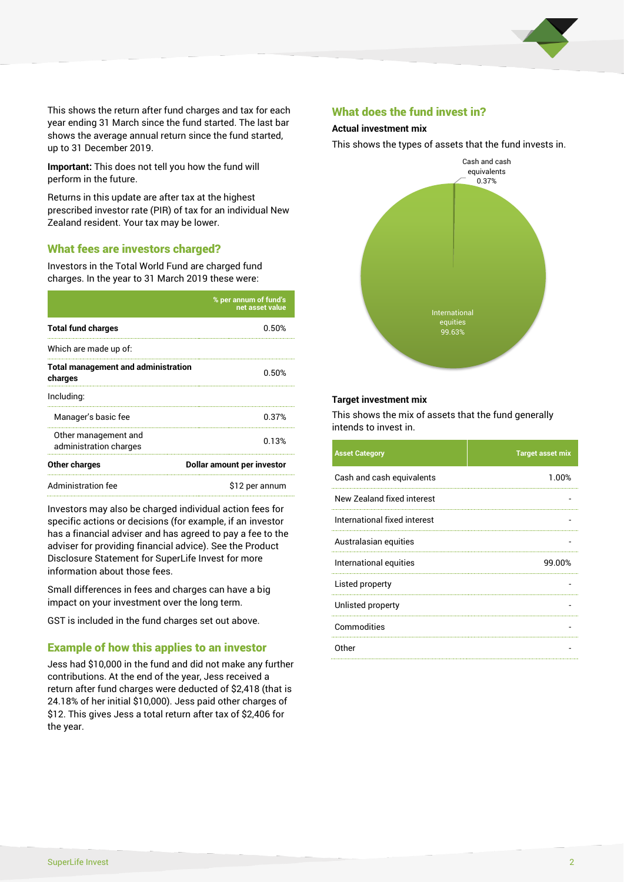This shows the return after fund charges and tax for each year ending 31 March since the fund started. The last bar shows the average annual return since the fund started, up to 31 December 2019.

**Important:** This does not tell you how the fund will perform in the future.

Returns in this update are after tax at the highest prescribed investor rate (PIR) of tax for an individual New Zealand resident. Your tax may be lower.

## What fees are investors charged?

Investors in the Total World Fund are charged fund charges. In the year to 31 March 2019 these were:

| | % per annum of fund's net asset value |
|---|---|
| **Total fund charges** | 0.50% |
| Which are made up of: | |
| **Total management and administration charges** | 0.50% |
| Including: | |
| Manager's basic fee | 0.37% |
| Other management and administration charges | 0.13% |
| **Other charges** | **Dollar amount per investor** |
| Administration fee | $12 per annum |

Investors may also be charged individual action fees for specific actions or decisions (for example, if an investor has a financial adviser and has agreed to pay a fee to the adviser for providing financial advice). See the Product Disclosure Statement for SuperLife Invest for more information about those fees.

Small differences in fees and charges can have a big impact on your investment over the long term.

GST is included in the fund charges set out above.

## Example of how this applies to an investor

Jess had $10,000 in the fund and did not make any further contributions. At the end of the year, Jess received a return after fund charges were deducted of $2,418 (that is 24.18% of her initial $10,000). Jess paid other charges of $12. This gives Jess a total return after tax of $2,406 for the year.

## What does the fund invest in?

### Actual investment mix

This shows the types of assets that the fund invests in.

Cash and cash equivalents 0.37%

International equities 99.63%

### Target investment mix

This shows the mix of assets that the fund generally intends to invest in.

| Asset Category | Target asset mix |
|---|---|
| Cash and cash equivalents | 1.00% |
| New Zealand fixed interest | - |
| International fixed interest | - |
| Australasian equities | - |
| International equities | 99.00% |
| Listed property | - |
| Unlisted property | - |
| Commodities | - |
| Other | - |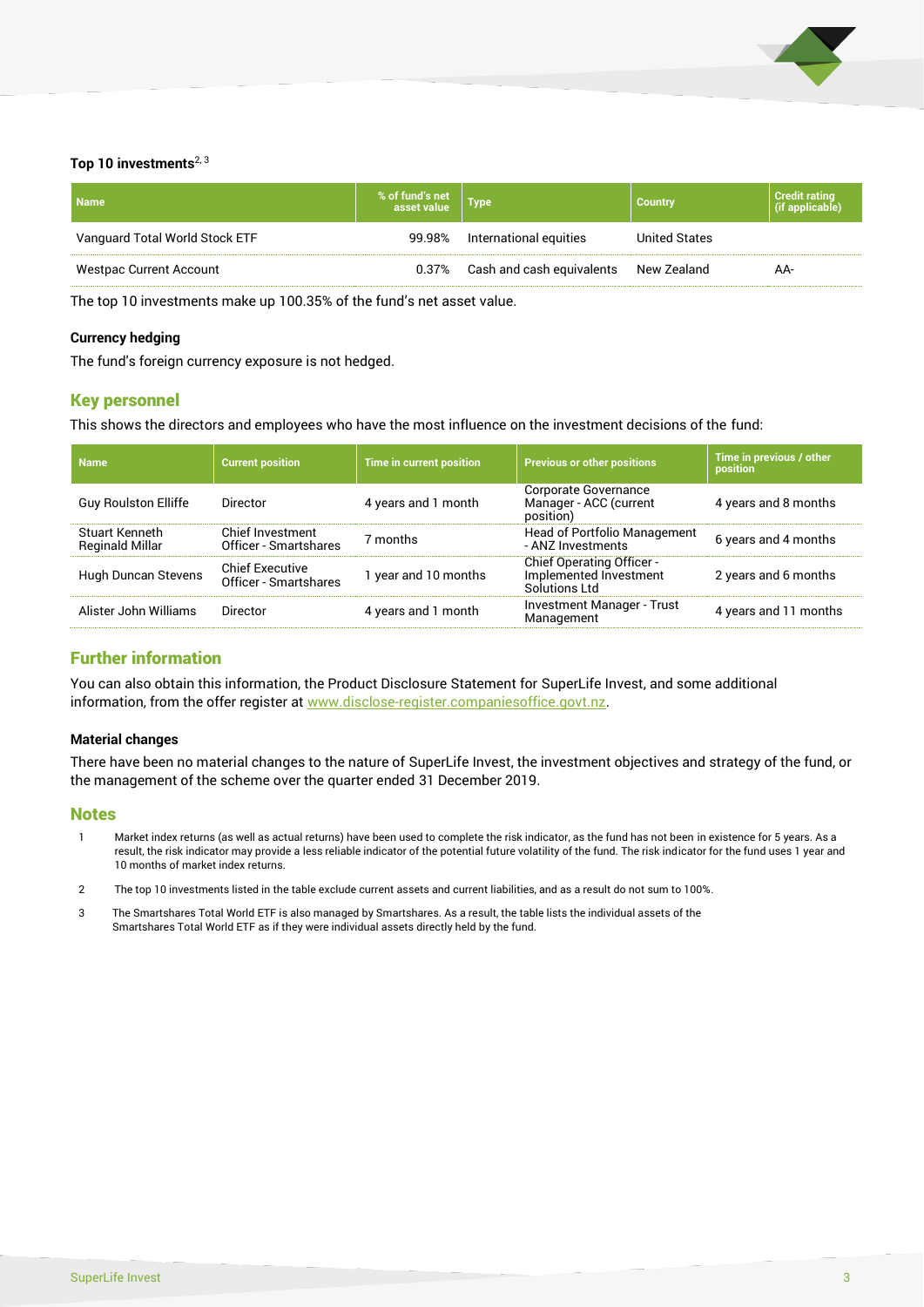### Top 10 investments[2, 3]

| Name | % of fund's net asset value | Type | Country | Credit rating (if applicable) |
|---|---|---|---|---|
| Vanguard Total World Stock ETF | 99.98% | International equities | United States | |
| Westpac Current Account | 0.37% | Cash and cash equivalents | New Zealand | AA- |

The top 10 investments make up 100.35% of the fund's net asset value.

#### Currency hedging

The fund's foreign currency exposure is not hedged.

## Key personnel

This shows the directors and employees who have the most influence on the investment decisions of the fund:

| Name | Current position | Time in current position | Previous or other positions | Time in previous / other position |
|---|---|---|---|---|
| Guy Roulston Elliffe | Director | 4 years and 1 month | Corporate Governance Manager - ACC (current position) | 4 years and 8 months |
| Stuart Kenneth Reginald Millar | Chief Investment Officer - Smartshares | 7 months | Head of Portfolio Management - ANZ Investments | 6 years and 4 months |
| Hugh Duncan Stevens | Chief Executive Officer - Smartshares | 1 year and 10 months | Chief Operating Officer - Implemented Investment Solutions Ltd | 2 years and 6 months |
| Alister John Williams | Director | 4 years and 1 month | Investment Manager - Trust Management | 4 years and 11 months |

## Further information

You can also obtain this information, the Product Disclosure Statement for SuperLife Invest, and some additional information, from the offer register at www.disclose-register.companiesoffice.govt.nz.

#### Material changes

There have been no material changes to the nature of SuperLife Invest, the investment objectives and strategy of the fund, or the management of the scheme over the quarter ended 31 December 2019.

## Notes

1. Market index returns (as well as actual returns) have been used to complete the risk indicator, as the fund has not been in existence for 5 years. As a result, the risk indicator may provide a less reliable indicator of the potential future volatility of the fund. The risk indicator for the fund uses 1 year and 10 months of market index returns.
2. The top 10 investments listed in the table exclude current assets and current liabilities, and as a result do not sum to 100%.
3. The Smartshares Total World ETF is also managed by Smartshares. As a result, the table lists the individual assets of the Smartshares Total World ETF as if they were individual assets directly held by the fund.